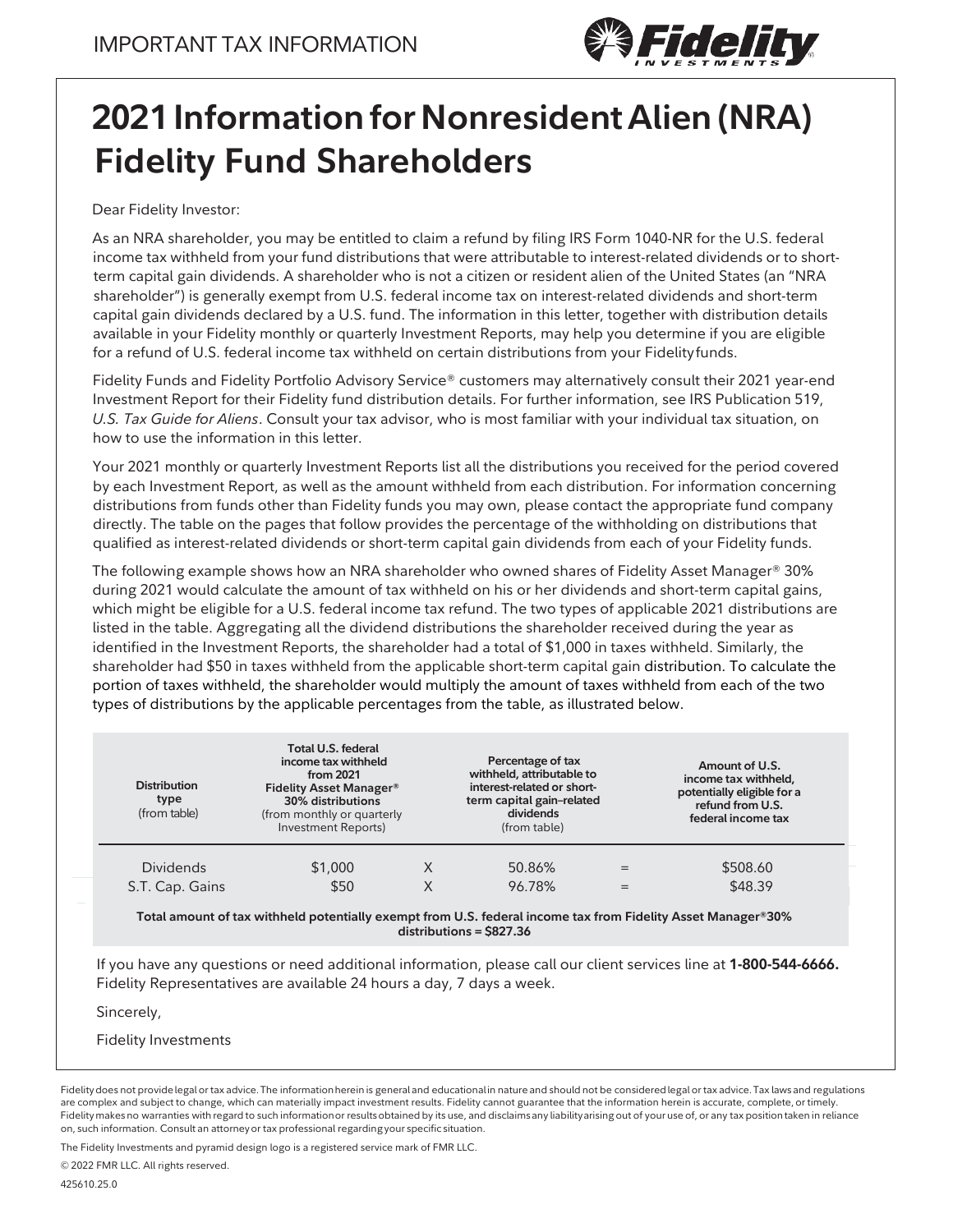IMPORTANT TAX INFORMATION

# 2021 Information for Nonresident Alien (NRA) Fidelity Fund Shareholders

Dear Fidelity Investor:

As an NRA shareholder, you may be entitled to claim a refund by filing IRS Form 1040-NR for the U.S. federal income tax withheld from your fund distributions that were attributable to interest-related dividends or to short-term capital gain dividends. A shareholder who is not a citizen or resident alien of the United States (an "NRA shareholder") is generally exempt from U.S. federal income tax on interest-related dividends and short-term capital gain dividends declared by a U.S. fund. The information in this letter, together with distribution details available in your Fidelity monthly or quarterly Investment Reports, may help you determine if you are eligible for a refund of U.S. federal income tax withheld on certain distributions from your Fidelity funds.

Fidelity Funds and Fidelity Portfolio Advisory Service® customers may alternatively consult their 2021 year-end Investment Report for their Fidelity fund distribution details. For further information, see IRS Publication 519, *U.S. Tax Guide for Aliens*. Consult your tax advisor, who is most familiar with your individual tax situation, on how to use the information in this letter.

Your 2021 monthly or quarterly Investment Reports list all the distributions you received for the period covered by each Investment Report, as well as the amount withheld from each distribution. For information concerning distributions from funds other than Fidelity funds you may own, please contact the appropriate fund company directly. The table on the pages that follow provides the percentage of the withholding on distributions that qualified as interest-related dividends or short-term capital gain dividends from each of your Fidelity funds.

The following example shows how an NRA shareholder who owned shares of Fidelity Asset Manager® 30% during 2021 would calculate the amount of tax withheld on his or her dividends and short-term capital gains, which might be eligible for a U.S. federal income tax refund. The two types of applicable 2021 distributions are listed in the table. Aggregating all the dividend distributions the shareholder received during the year as identified in the Investment Reports, the shareholder had a total of $1,000 in taxes withheld. Similarly, the shareholder had $50 in taxes withheld from the applicable short-term capital gain distribution. To calculate the portion of taxes withheld, the shareholder would multiply the amount of taxes withheld from each of the two types of distributions by the applicable percentages from the table, as illustrated below.

| **Distribution type** (from table) | **Total U.S. federal income tax withheld from 2021 Fidelity Asset Manager® 30% distributions** (from monthly or quarterly Investment Reports) | | **Percentage of tax withheld, attributable to interest-related or short-term capital gain–related dividends** (from table) | | **Amount of U.S. income tax withheld, potentially eligible for a refund from U.S. federal income tax** |
|---|---|---|---|---|---|
| Dividends | $1,000 | X | 50.86% | = | $508.60 |
| S.T. Cap. Gains | $50 | X | 96.78% | = | $48.39 |

**Total amount of tax withheld potentially exempt from U.S. federal income tax from Fidelity Asset Manager® 30% distributions = $827.36**

If you have any questions or need additional information, please call our client services line at **1-800-544-6666.** Fidelity Representatives are available 24 hours a day, 7 days a week.

Sincerely,

Fidelity Investments

Fidelity does not provide legal or tax advice. The information herein is general and educational in nature and should not be considered legal or tax advice. Tax laws and regulations are complex and subject to change, which can materially impact investment results. Fidelity cannot guarantee that the information herein is accurate, complete, or timely. Fidelity makes no warranties with regard to such information or results obtained by its use, and disclaims any liability arising out of your use of, or any tax position taken in reliance on, such information. Consult an attorney or tax professional regarding your specific situation.

The Fidelity Investments and pyramid design logo is a registered service mark of FMR LLC.

© 2022 FMR LLC. All rights reserved.

425610.25.0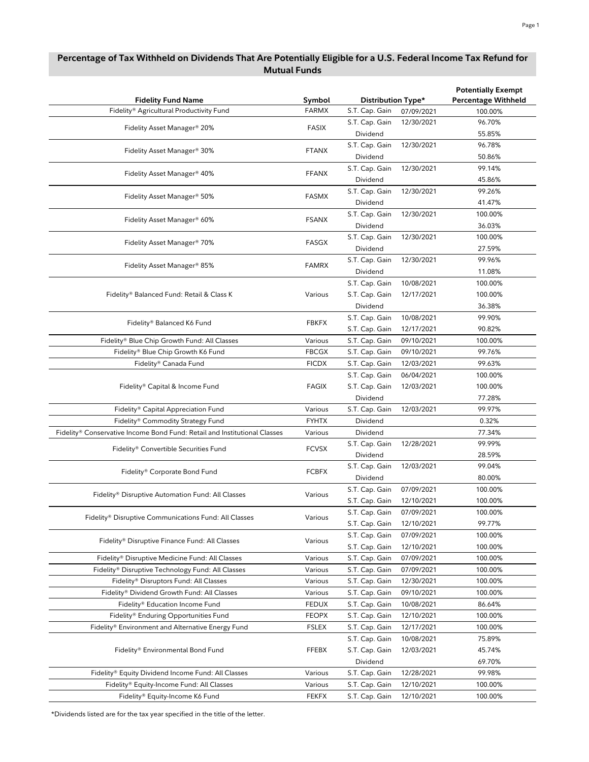## Percentage of Tax Withheld on Dividends That Are Potentially Eligible for a U.S. Federal Income Tax Refund for Mutual Funds

| Fidelity Fund Name | Symbol | Distribution Type* | | Potentially Exempt Percentage Withheld |
|---|---|---|---|---|
| Fidelity® Agricultural Productivity Fund | FARMX | S.T. Cap. Gain | 07/09/2021 | 100.00% |
| Fidelity Asset Manager® 20% | FASIX | S.T. Cap. Gain | 12/30/2021 | 96.70% |
| | | Dividend | | 55.85% |
| Fidelity Asset Manager® 30% | FTANX | S.T. Cap. Gain | 12/30/2021 | 96.78% |
| | | Dividend | | 50.86% |
| Fidelity Asset Manager® 40% | FFANX | S.T. Cap. Gain | 12/30/2021 | 99.14% |
| | | Dividend | | 45.86% |
| Fidelity Asset Manager® 50% | FASMX | S.T. Cap. Gain | 12/30/2021 | 99.26% |
| | | Dividend | | 41.47% |
| Fidelity Asset Manager® 60% | FSANX | S.T. Cap. Gain | 12/30/2021 | 100.00% |
| | | Dividend | | 36.03% |
| Fidelity Asset Manager® 70% | FASGX | S.T. Cap. Gain | 12/30/2021 | 100.00% |
| | | Dividend | | 27.59% |
| Fidelity Asset Manager® 85% | FAMRX | S.T. Cap. Gain | 12/30/2021 | 99.96% |
| | | Dividend | | 11.08% |
| Fidelity® Balanced Fund: Retail & Class K | Various | S.T. Cap. Gain | 10/08/2021 | 100.00% |
| | | S.T. Cap. Gain | 12/17/2021 | 100.00% |
| | | Dividend | | 36.38% |
| Fidelity® Balanced K6 Fund | FBKFX | S.T. Cap. Gain | 10/08/2021 | 99.90% |
| | | S.T. Cap. Gain | 12/17/2021 | 90.82% |
| Fidelity® Blue Chip Growth Fund: All Classes | Various | S.T. Cap. Gain | 09/10/2021 | 100.00% |
| Fidelity® Blue Chip Growth K6 Fund | FBCGX | S.T. Cap. Gain | 09/10/2021 | 99.76% |
| Fidelity® Canada Fund | FICDX | S.T. Cap. Gain | 12/03/2021 | 99.63% |
| Fidelity® Capital & Income Fund | FAGIX | S.T. Cap. Gain | 06/04/2021 | 100.00% |
| | | S.T. Cap. Gain | 12/03/2021 | 100.00% |
| | | Dividend | | 77.28% |
| Fidelity® Capital Appreciation Fund | Various | S.T. Cap. Gain | 12/03/2021 | 99.97% |
| Fidelity® Commodity Strategy Fund | FYHTX | Dividend | | 0.32% |
| Fidelity® Conservative Income Bond Fund: Retail and Institutional Classes | Various | Dividend | | 77.34% |
| Fidelity® Convertible Securities Fund | FCVSX | S.T. Cap. Gain | 12/28/2021 | 99.99% |
| | | Dividend | | 28.59% |
| Fidelity® Corporate Bond Fund | FCBFX | S.T. Cap. Gain | 12/03/2021 | 99.04% |
| | | Dividend | | 80.00% |
| Fidelity® Disruptive Automation Fund: All Classes | Various | S.T. Cap. Gain | 07/09/2021 | 100.00% |
| | | S.T. Cap. Gain | 12/10/2021 | 100.00% |
| Fidelity® Disruptive Communications Fund: All Classes | Various | S.T. Cap. Gain | 07/09/2021 | 100.00% |
| | | S.T. Cap. Gain | 12/10/2021 | 99.77% |
| Fidelity® Disruptive Finance Fund: All Classes | Various | S.T. Cap. Gain | 07/09/2021 | 100.00% |
| | | S.T. Cap. Gain | 12/10/2021 | 100.00% |
| Fidelity® Disruptive Medicine Fund: All Classes | Various | S.T. Cap. Gain | 07/09/2021 | 100.00% |
| Fidelity® Disruptive Technology Fund: All Classes | Various | S.T. Cap. Gain | 07/09/2021 | 100.00% |
| Fidelity® Disruptors Fund: All Classes | Various | S.T. Cap. Gain | 12/30/2021 | 100.00% |
| Fidelity® Dividend Growth Fund: All Classes | Various | S.T. Cap. Gain | 09/10/2021 | 100.00% |
| Fidelity® Education Income Fund | FEDUX | S.T. Cap. Gain | 10/08/2021 | 86.64% |
| Fidelity® Enduring Opportunities Fund | FEOPX | S.T. Cap. Gain | 12/10/2021 | 100.00% |
| Fidelity® Environment and Alternative Energy Fund | FSLEX | S.T. Cap. Gain | 12/17/2021 | 100.00% |
| Fidelity® Environmental Bond Fund | FFEBX | S.T. Cap. Gain | 10/08/2021 | 75.89% |
| | | S.T. Cap. Gain | 12/03/2021 | 45.74% |
| | | Dividend | | 69.70% |
| Fidelity® Equity Dividend Income Fund: All Classes | Various | S.T. Cap. Gain | 12/28/2021 | 99.98% |
| Fidelity® Equity-Income Fund: All Classes | Various | S.T. Cap. Gain | 12/10/2021 | 100.00% |
| Fidelity® Equity-Income K6 Fund | FEKFX | S.T. Cap. Gain | 12/10/2021 | 100.00% |

*Dividends listed are for the tax year specified in the title of the letter.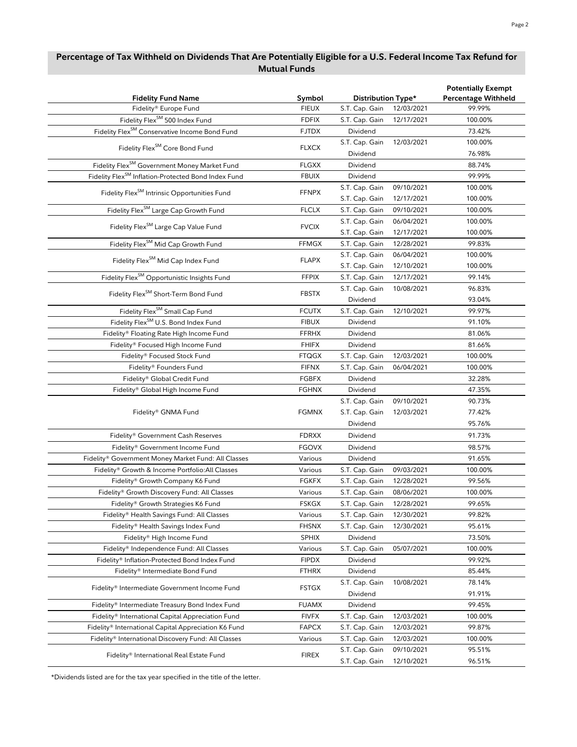## Percentage of Tax Withheld on Dividends That Are Potentially Eligible for a U.S. Federal Income Tax Refund for Mutual Funds

| Fidelity Fund Name | Symbol | Distribution Type* | | Potentially Exempt Percentage Withheld |
|---|---|---|---|---|
| Fidelity® Europe Fund | FIEUX | S.T. Cap. Gain | 12/03/2021 | 99.99% |
| Fidelity Flex℠ 500 Index Fund | FDFIX | S.T. Cap. Gain | 12/17/2021 | 100.00% |
| Fidelity Flex℠ Conservative Income Bond Fund | FJTDX | Dividend | | 73.42% |
| Fidelity Flex℠ Core Bond Fund | FLXCX | S.T. Cap. Gain | 12/03/2021 | 100.00% |
| | | Dividend | | 76.98% |
| Fidelity Flex℠ Government Money Market Fund | FLGXX | Dividend | | 88.74% |
| Fidelity Flex℠ Inflation-Protected Bond Index Fund | FBUIX | Dividend | | 99.99% |
| Fidelity Flex℠ Intrinsic Opportunities Fund | FFNPX | S.T. Cap. Gain | 09/10/2021 | 100.00% |
| | | S.T. Cap. Gain | 12/17/2021 | 100.00% |
| Fidelity Flex℠ Large Cap Growth Fund | FLCLX | S.T. Cap. Gain | 09/10/2021 | 100.00% |
| Fidelity Flex℠ Large Cap Value Fund | FVCIX | S.T. Cap. Gain | 06/04/2021 | 100.00% |
| | | S.T. Cap. Gain | 12/17/2021 | 100.00% |
| Fidelity Flex℠ Mid Cap Growth Fund | FFMGX | S.T. Cap. Gain | 12/28/2021 | 99.83% |
| Fidelity Flex℠ Mid Cap Index Fund | FLAPX | S.T. Cap. Gain | 06/04/2021 | 100.00% |
| | | S.T. Cap. Gain | 12/10/2021 | 100.00% |
| Fidelity Flex℠ Opportunistic Insights Fund | FFPIX | S.T. Cap. Gain | 12/17/2021 | 99.14% |
| Fidelity Flex℠ Short-Term Bond Fund | FBSTX | S.T. Cap. Gain | 10/08/2021 | 96.83% |
| | | Dividend | | 93.04% |
| Fidelity Flex℠ Small Cap Fund | FCUTX | S.T. Cap. Gain | 12/10/2021 | 99.97% |
| Fidelity Flex℠ U.S. Bond Index Fund | FIBUX | Dividend | | 91.10% |
| Fidelity® Floating Rate High Income Fund | FFRHX | Dividend | | 81.06% |
| Fidelity® Focused High Income Fund | FHIFX | Dividend | | 81.66% |
| Fidelity® Focused Stock Fund | FTQGX | S.T. Cap. Gain | 12/03/2021 | 100.00% |
| Fidelity® Founders Fund | FIFNX | S.T. Cap. Gain | 06/04/2021 | 100.00% |
| Fidelity® Global Credit Fund | FGBFX | Dividend | | 32.28% |
| Fidelity® Global High Income Fund | FGHNX | Dividend | | 47.35% |
| Fidelity® GNMA Fund | FGMNX | S.T. Cap. Gain | 09/10/2021 | 90.73% |
| | | S.T. Cap. Gain | 12/03/2021 | 77.42% |
| | | Dividend | | 95.76% |
| Fidelity® Government Cash Reserves | FDRXX | Dividend | | 91.73% |
| Fidelity® Government Income Fund | FGOVX | Dividend | | 98.57% |
| Fidelity® Government Money Market Fund: All Classes | Various | Dividend | | 91.65% |
| Fidelity® Growth & Income Portfolio:All Classes | Various | S.T. Cap. Gain | 09/03/2021 | 100.00% |
| Fidelity® Growth Company K6 Fund | FGKFX | S.T. Cap. Gain | 12/28/2021 | 99.56% |
| Fidelity® Growth Discovery Fund: All Classes | Various | S.T. Cap. Gain | 08/06/2021 | 100.00% |
| Fidelity® Growth Strategies K6 Fund | FSKGX | S.T. Cap. Gain | 12/28/2021 | 99.65% |
| Fidelity® Health Savings Fund: All Classes | Various | S.T. Cap. Gain | 12/30/2021 | 99.82% |
| Fidelity® Health Savings Index Fund | FHSNX | S.T. Cap. Gain | 12/30/2021 | 95.61% |
| Fidelity® High Income Fund | SPHIX | Dividend | | 73.50% |
| Fidelity® Independence Fund: All Classes | Various | S.T. Cap. Gain | 05/07/2021 | 100.00% |
| Fidelity® Inflation-Protected Bond Index Fund | FIPDX | Dividend | | 99.92% |
| Fidelity® Intermediate Bond Fund | FTHRX | Dividend | | 85.44% |
| Fidelity® Intermediate Government Income Fund | FSTGX | S.T. Cap. Gain | 10/08/2021 | 78.14% |
| | | Dividend | | 91.91% |
| Fidelity® Intermediate Treasury Bond Index Fund | FUAMX | Dividend | | 99.45% |
| Fidelity® International Capital Appreciation Fund | FIVFX | S.T. Cap. Gain | 12/03/2021 | 100.00% |
| Fidelity® International Capital Appreciation K6 Fund | FAPCX | S.T. Cap. Gain | 12/03/2021 | 99.87% |
| Fidelity® International Discovery Fund: All Classes | Various | S.T. Cap. Gain | 12/03/2021 | 100.00% |
| Fidelity® International Real Estate Fund | FIREX | S.T. Cap. Gain | 09/10/2021 | 95.51% |
| | | S.T. Cap. Gain | 12/10/2021 | 96.51% |

*Dividends listed are for the tax year specified in the title of the letter.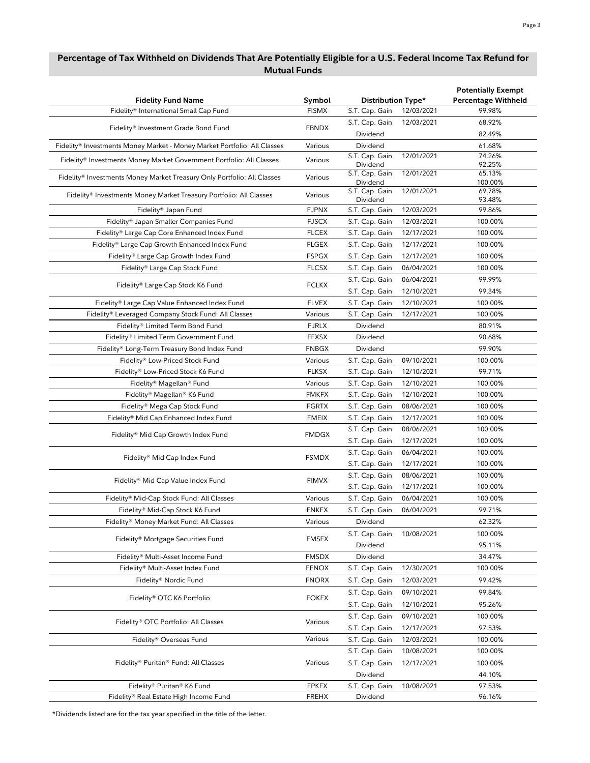## Percentage of Tax Withheld on Dividends That Are Potentially Eligible for a U.S. Federal Income Tax Refund for Mutual Funds

| Fidelity Fund Name | Symbol | Distribution Type* | | Potentially Exempt Percentage Withheld |
|---|---|---|---|---|
| Fidelity® International Small Cap Fund | FISMX | S.T. Cap. Gain | 12/03/2021 | 99.98% |
| Fidelity® Investment Grade Bond Fund | FBNDX | S.T. Cap. Gain | 12/03/2021 | 68.92% |
| | | Dividend | | 82.49% |
| Fidelity® Investments Money Market - Money Market Portfolio: All Classes | Various | Dividend | | 61.68% |
| Fidelity® Investments Money Market Government Portfolio: All Classes | Various | S.T. Cap. Gain | 12/01/2021 | 74.26% |
| | | Dividend | | 92.25% |
| Fidelity® Investments Money Market Treasury Only Portfolio: All Classes | Various | S.T. Cap. Gain | 12/01/2021 | 65.13% |
| | | Dividend | | 100.00% |
| Fidelity® Investments Money Market Treasury Portfolio: All Classes | Various | S.T. Cap. Gain | 12/01/2021 | 69.78% |
| | | Dividend | | 93.48% |
| Fidelity® Japan Fund | FJPNX | S.T. Cap. Gain | 12/03/2021 | 99.86% |
| Fidelity® Japan Smaller Companies Fund | FJSCX | S.T. Cap. Gain | 12/03/2021 | 100.00% |
| Fidelity® Large Cap Core Enhanced Index Fund | FLCEX | S.T. Cap. Gain | 12/17/2021 | 100.00% |
| Fidelity® Large Cap Growth Enhanced Index Fund | FLGEX | S.T. Cap. Gain | 12/17/2021 | 100.00% |
| Fidelity® Large Cap Growth Index Fund | FSPGX | S.T. Cap. Gain | 12/17/2021 | 100.00% |
| Fidelity® Large Cap Stock Fund | FLCSX | S.T. Cap. Gain | 06/04/2021 | 100.00% |
| Fidelity® Large Cap Stock K6 Fund | FCLKX | S.T. Cap. Gain | 06/04/2021 | 99.99% |
| | | S.T. Cap. Gain | 12/10/2021 | 99.34% |
| Fidelity® Large Cap Value Enhanced Index Fund | FLVEX | S.T. Cap. Gain | 12/10/2021 | 100.00% |
| Fidelity® Leveraged Company Stock Fund: All Classes | Various | S.T. Cap. Gain | 12/17/2021 | 100.00% |
| Fidelity® Limited Term Bond Fund | FJRLX | Dividend | | 80.91% |
| Fidelity® Limited Term Government Fund | FFXSX | Dividend | | 90.68% |
| Fidelity® Long-Term Treasury Bond Index Fund | FNBGX | Dividend | | 99.90% |
| Fidelity® Low-Priced Stock Fund | Various | S.T. Cap. Gain | 09/10/2021 | 100.00% |
| Fidelity® Low-Priced Stock K6 Fund | FLKSX | S.T. Cap. Gain | 12/10/2021 | 99.71% |
| Fidelity® Magellan® Fund | Various | S.T. Cap. Gain | 12/10/2021 | 100.00% |
| Fidelity® Magellan® K6 Fund | FMKFX | S.T. Cap. Gain | 12/10/2021 | 100.00% |
| Fidelity® Mega Cap Stock Fund | FGRTX | S.T. Cap. Gain | 08/06/2021 | 100.00% |
| Fidelity® Mid Cap Enhanced Index Fund | FMEIX | S.T. Cap. Gain | 12/17/2021 | 100.00% |
| Fidelity® Mid Cap Growth Index Fund | FMDGX | S.T. Cap. Gain | 08/06/2021 | 100.00% |
| | | S.T. Cap. Gain | 12/17/2021 | 100.00% |
| Fidelity® Mid Cap Index Fund | FSMDX | S.T. Cap. Gain | 06/04/2021 | 100.00% |
| | | S.T. Cap. Gain | 12/17/2021 | 100.00% |
| Fidelity® Mid Cap Value Index Fund | FIMVX | S.T. Cap. Gain | 08/06/2021 | 100.00% |
| | | S.T. Cap. Gain | 12/17/2021 | 100.00% |
| Fidelity® Mid-Cap Stock Fund: All Classes | Various | S.T. Cap. Gain | 06/04/2021 | 100.00% |
| Fidelity® Mid-Cap Stock K6 Fund | FNKFX | S.T. Cap. Gain | 06/04/2021 | 99.71% |
| Fidelity® Money Market Fund: All Classes | Various | Dividend | | 62.32% |
| Fidelity® Mortgage Securities Fund | FMSFX | S.T. Cap. Gain | 10/08/2021 | 100.00% |
| | | Dividend | | 95.11% |
| Fidelity® Multi-Asset Income Fund | FMSDX | Dividend | | 34.47% |
| Fidelity® Multi-Asset Index Fund | FFNOX | S.T. Cap. Gain | 12/30/2021 | 100.00% |
| Fidelity® Nordic Fund | FNORX | S.T. Cap. Gain | 12/03/2021 | 99.42% |
| Fidelity® OTC K6 Portfolio | FOKFX | S.T. Cap. Gain | 09/10/2021 | 99.84% |
| | | S.T. Cap. Gain | 12/10/2021 | 95.26% |
| Fidelity® OTC Portfolio: All Classes | Various | S.T. Cap. Gain | 09/10/2021 | 100.00% |
| | | S.T. Cap. Gain | 12/17/2021 | 97.53% |
| Fidelity® Overseas Fund | Various | S.T. Cap. Gain | 12/03/2021 | 100.00% |
| Fidelity® Puritan® Fund: All Classes | Various | S.T. Cap. Gain | 10/08/2021 | 100.00% |
| | | S.T. Cap. Gain | 12/17/2021 | 100.00% |
| | | Dividend | | 44.10% |
| Fidelity® Puritan® K6 Fund | FPKFX | S.T. Cap. Gain | 10/08/2021 | 97.53% |
| Fidelity® Real Estate High Income Fund | FREHX | Dividend | | 96.16% |

*Dividends listed are for the tax year specified in the title of the letter.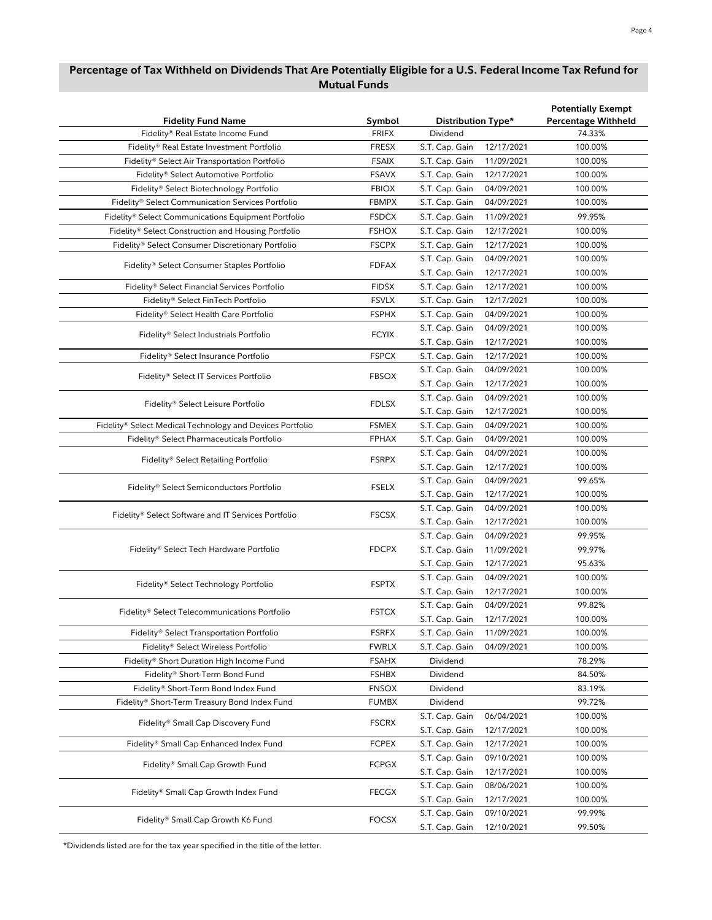## Percentage of Tax Withheld on Dividends That Are Potentially Eligible for a U.S. Federal Income Tax Refund for Mutual Funds

| Fidelity Fund Name | Symbol | Distribution Type* | | Potentially Exempt Percentage Withheld |
|---|---|---|---|---|
| Fidelity® Real Estate Income Fund | FRIFX | Dividend | | 74.33% |
| Fidelity® Real Estate Investment Portfolio | FRESX | S.T. Cap. Gain | 12/17/2021 | 100.00% |
| Fidelity® Select Air Transportation Portfolio | FSAIX | S.T. Cap. Gain | 11/09/2021 | 100.00% |
| Fidelity® Select Automotive Portfolio | FSAVX | S.T. Cap. Gain | 12/17/2021 | 100.00% |
| Fidelity® Select Biotechnology Portfolio | FBIOX | S.T. Cap. Gain | 04/09/2021 | 100.00% |
| Fidelity® Select Communication Services Portfolio | FBMPX | S.T. Cap. Gain | 04/09/2021 | 100.00% |
| Fidelity® Select Communications Equipment Portfolio | FSDCX | S.T. Cap. Gain | 11/09/2021 | 99.95% |
| Fidelity® Select Construction and Housing Portfolio | FSHOX | S.T. Cap. Gain | 12/17/2021 | 100.00% |
| Fidelity® Select Consumer Discretionary Portfolio | FSCPX | S.T. Cap. Gain | 12/17/2021 | 100.00% |
| Fidelity® Select Consumer Staples Portfolio | FDFAX | S.T. Cap. Gain | 04/09/2021 | 100.00% |
| | | S.T. Cap. Gain | 12/17/2021 | 100.00% |
| Fidelity® Select Financial Services Portfolio | FIDSX | S.T. Cap. Gain | 12/17/2021 | 100.00% |
| Fidelity® Select FinTech Portfolio | FSVLX | S.T. Cap. Gain | 12/17/2021 | 100.00% |
| Fidelity® Select Health Care Portfolio | FSPHX | S.T. Cap. Gain | 04/09/2021 | 100.00% |
| Fidelity® Select Industrials Portfolio | FCYIX | S.T. Cap. Gain | 04/09/2021 | 100.00% |
| | | S.T. Cap. Gain | 12/17/2021 | 100.00% |
| Fidelity® Select Insurance Portfolio | FSPCX | S.T. Cap. Gain | 12/17/2021 | 100.00% |
| Fidelity® Select IT Services Portfolio | FBSOX | S.T. Cap. Gain | 04/09/2021 | 100.00% |
| | | S.T. Cap. Gain | 12/17/2021 | 100.00% |
| Fidelity® Select Leisure Portfolio | FDLSX | S.T. Cap. Gain | 04/09/2021 | 100.00% |
| | | S.T. Cap. Gain | 12/17/2021 | 100.00% |
| Fidelity® Select Medical Technology and Devices Portfolio | FSMEX | S.T. Cap. Gain | 04/09/2021 | 100.00% |
| Fidelity® Select Pharmaceuticals Portfolio | FPHAX | S.T. Cap. Gain | 04/09/2021 | 100.00% |
| Fidelity® Select Retailing Portfolio | FSRPX | S.T. Cap. Gain | 04/09/2021 | 100.00% |
| | | S.T. Cap. Gain | 12/17/2021 | 100.00% |
| Fidelity® Select Semiconductors Portfolio | FSELX | S.T. Cap. Gain | 04/09/2021 | 99.65% |
| | | S.T. Cap. Gain | 12/17/2021 | 100.00% |
| Fidelity® Select Software and IT Services Portfolio | FSCSX | S.T. Cap. Gain | 04/09/2021 | 100.00% |
| | | S.T. Cap. Gain | 12/17/2021 | 100.00% |
| Fidelity® Select Tech Hardware Portfolio | FDCPX | S.T. Cap. Gain | 04/09/2021 | 99.95% |
| | | S.T. Cap. Gain | 11/09/2021 | 99.97% |
| | | S.T. Cap. Gain | 12/17/2021 | 95.63% |
| Fidelity® Select Technology Portfolio | FSPTX | S.T. Cap. Gain | 04/09/2021 | 100.00% |
| | | S.T. Cap. Gain | 12/17/2021 | 100.00% |
| Fidelity® Select Telecommunications Portfolio | FSTCX | S.T. Cap. Gain | 04/09/2021 | 99.82% |
| | | S.T. Cap. Gain | 12/17/2021 | 100.00% |
| Fidelity® Select Transportation Portfolio | FSRFX | S.T. Cap. Gain | 11/09/2021 | 100.00% |
| Fidelity® Select Wireless Portfolio | FWRLX | S.T. Cap. Gain | 04/09/2021 | 100.00% |
| Fidelity® Short Duration High Income Fund | FSAHX | Dividend | | 78.29% |
| Fidelity® Short-Term Bond Fund | FSHBX | Dividend | | 84.50% |
| Fidelity® Short-Term Bond Index Fund | FNSOX | Dividend | | 83.19% |
| Fidelity® Short-Term Treasury Bond Index Fund | FUMBX | Dividend | | 99.72% |
| Fidelity® Small Cap Discovery Fund | FSCRX | S.T. Cap. Gain | 06/04/2021 | 100.00% |
| | | S.T. Cap. Gain | 12/17/2021 | 100.00% |
| Fidelity® Small Cap Enhanced Index Fund | FCPEX | S.T. Cap. Gain | 12/17/2021 | 100.00% |
| Fidelity® Small Cap Growth Fund | FCPGX | S.T. Cap. Gain | 09/10/2021 | 100.00% |
| | | S.T. Cap. Gain | 12/17/2021 | 100.00% |
| Fidelity® Small Cap Growth Index Fund | FECGX | S.T. Cap. Gain | 08/06/2021 | 100.00% |
| | | S.T. Cap. Gain | 12/17/2021 | 100.00% |
| Fidelity® Small Cap Growth K6 Fund | FOCSX | S.T. Cap. Gain | 09/10/2021 | 99.99% |
| | | S.T. Cap. Gain | 12/10/2021 | 99.50% |

*Dividends listed are for the tax year specified in the title of the letter.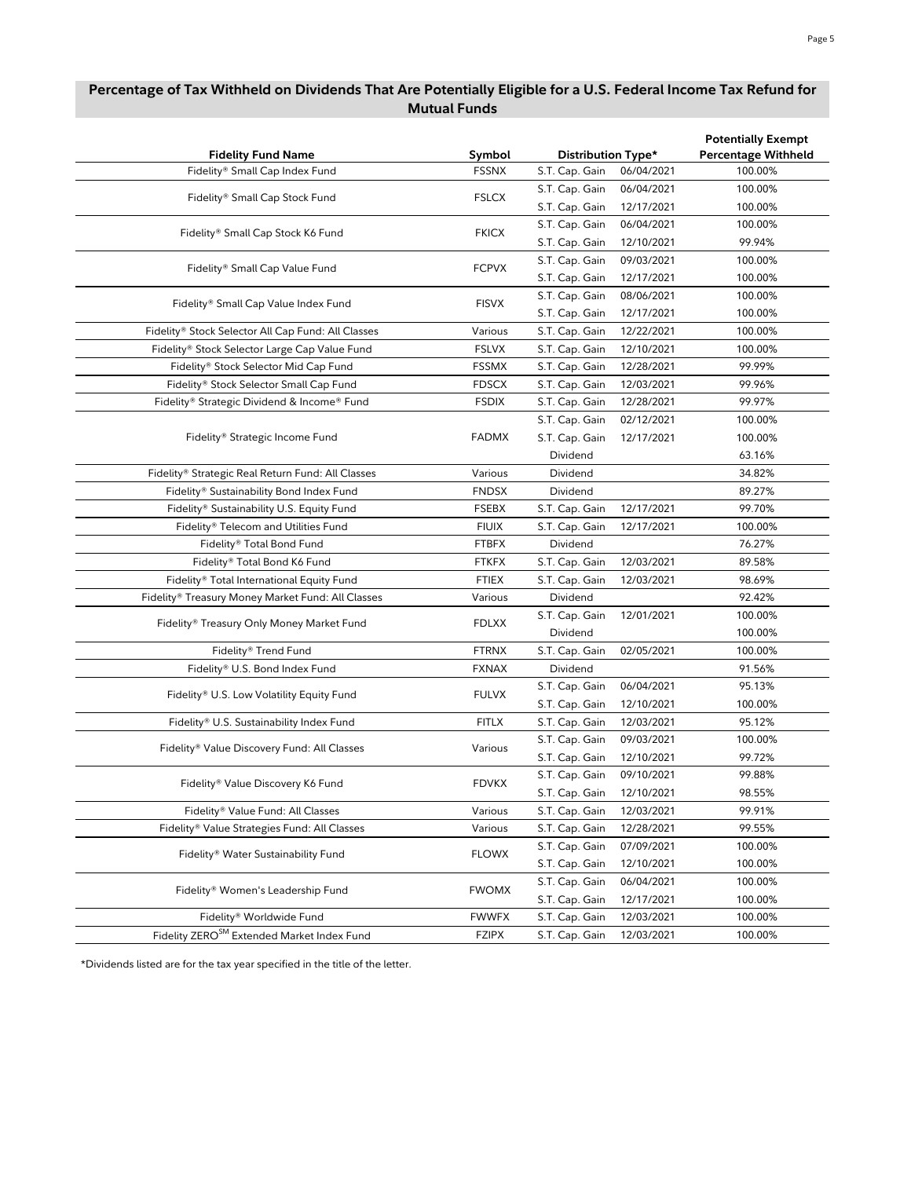## Percentage of Tax Withheld on Dividends That Are Potentially Eligible for a U.S. Federal Income Tax Refund for Mutual Funds

| Fidelity Fund Name | Symbol | Distribution Type* | | Potentially Exempt Percentage Withheld |
|---|---|---|---|---|
| Fidelity® Small Cap Index Fund | FSSNX | S.T. Cap. Gain | 06/04/2021 | 100.00% |
| Fidelity® Small Cap Stock Fund | FSLCX | S.T. Cap. Gain | 06/04/2021 | 100.00% |
| | | S.T. Cap. Gain | 12/17/2021 | 100.00% |
| Fidelity® Small Cap Stock K6 Fund | FKICX | S.T. Cap. Gain | 06/04/2021 | 100.00% |
| | | S.T. Cap. Gain | 12/10/2021 | 99.94% |
| Fidelity® Small Cap Value Fund | FCPVX | S.T. Cap. Gain | 09/03/2021 | 100.00% |
| | | S.T. Cap. Gain | 12/17/2021 | 100.00% |
| Fidelity® Small Cap Value Index Fund | FISVX | S.T. Cap. Gain | 08/06/2021 | 100.00% |
| | | S.T. Cap. Gain | 12/17/2021 | 100.00% |
| Fidelity® Stock Selector All Cap Fund: All Classes | Various | S.T. Cap. Gain | 12/22/2021 | 100.00% |
| Fidelity® Stock Selector Large Cap Value Fund | FSLVX | S.T. Cap. Gain | 12/10/2021 | 100.00% |
| Fidelity® Stock Selector Mid Cap Fund | FSSMX | S.T. Cap. Gain | 12/28/2021 | 99.99% |
| Fidelity® Stock Selector Small Cap Fund | FDSCX | S.T. Cap. Gain | 12/03/2021 | 99.96% |
| Fidelity® Strategic Dividend & Income® Fund | FSDIX | S.T. Cap. Gain | 12/28/2021 | 99.97% |
| Fidelity® Strategic Income Fund | FADMX | S.T. Cap. Gain | 02/12/2021 | 100.00% |
| | | S.T. Cap. Gain | 12/17/2021 | 100.00% |
| | | Dividend | | 63.16% |
| Fidelity® Strategic Real Return Fund: All Classes | Various | Dividend | | 34.82% |
| Fidelity® Sustainability Bond Index Fund | FNDSX | Dividend | | 89.27% |
| Fidelity® Sustainability U.S. Equity Fund | FSEBX | S.T. Cap. Gain | 12/17/2021 | 99.70% |
| Fidelity® Telecom and Utilities Fund | FIUIX | S.T. Cap. Gain | 12/17/2021 | 100.00% |
| Fidelity® Total Bond Fund | FTBFX | Dividend | | 76.27% |
| Fidelity® Total Bond K6 Fund | FTKFX | S.T. Cap. Gain | 12/03/2021 | 89.58% |
| Fidelity® Total International Equity Fund | FTIEX | S.T. Cap. Gain | 12/03/2021 | 98.69% |
| Fidelity® Treasury Money Market Fund: All Classes | Various | Dividend | | 92.42% |
| Fidelity® Treasury Only Money Market Fund | FDLXX | S.T. Cap. Gain | 12/01/2021 | 100.00% |
| | | Dividend | | 100.00% |
| Fidelity® Trend Fund | FTRNX | S.T. Cap. Gain | 02/05/2021 | 100.00% |
| Fidelity® U.S. Bond Index Fund | FXNAX | Dividend | | 91.56% |
| Fidelity® U.S. Low Volatility Equity Fund | FULVX | S.T. Cap. Gain | 06/04/2021 | 95.13% |
| | | S.T. Cap. Gain | 12/10/2021 | 100.00% |
| Fidelity® U.S. Sustainability Index Fund | FITLX | S.T. Cap. Gain | 12/03/2021 | 95.12% |
| Fidelity® Value Discovery Fund: All Classes | Various | S.T. Cap. Gain | 09/03/2021 | 100.00% |
| | | S.T. Cap. Gain | 12/10/2021 | 99.72% |
| Fidelity® Value Discovery K6 Fund | FDVKX | S.T. Cap. Gain | 09/10/2021 | 99.88% |
| | | S.T. Cap. Gain | 12/10/2021 | 98.55% |
| Fidelity® Value Fund: All Classes | Various | S.T. Cap. Gain | 12/03/2021 | 99.91% |
| Fidelity® Value Strategies Fund: All Classes | Various | S.T. Cap. Gain | 12/28/2021 | 99.55% |
| Fidelity® Water Sustainability Fund | FLOWX | S.T. Cap. Gain | 07/09/2021 | 100.00% |
| | | S.T. Cap. Gain | 12/10/2021 | 100.00% |
| Fidelity® Women's Leadership Fund | FWOMX | S.T. Cap. Gain | 06/04/2021 | 100.00% |
| | | S.T. Cap. Gain | 12/17/2021 | 100.00% |
| Fidelity® Worldwide Fund | FWWFX | S.T. Cap. Gain | 12/03/2021 | 100.00% |
| Fidelity ZERO℠ Extended Market Index Fund | FZIPX | S.T. Cap. Gain | 12/03/2021 | 100.00% |

*Dividends listed are for the tax year specified in the title of the letter.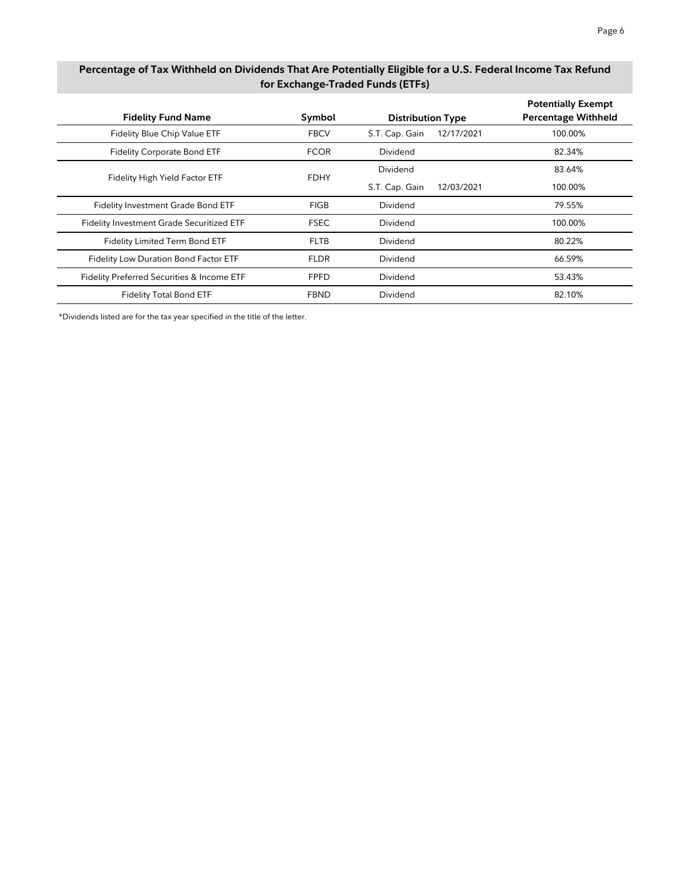## Percentage of Tax Withheld on Dividends That Are Potentially Eligible for a U.S. Federal Income Tax Refund for Exchange-Traded Funds (ETFs)

| Fidelity Fund Name | Symbol | Distribution Type | | Potentially Exempt Percentage Withheld |
|---|---|---|---|---|
| Fidelity Blue Chip Value ETF | FBCV | S.T. Cap. Gain | 12/17/2021 | 100.00% |
| Fidelity Corporate Bond ETF | FCOR | Dividend | | 82.34% |
| Fidelity High Yield Factor ETF | FDHY | Dividend | | 83.64% |
| | | S.T. Cap. Gain | 12/03/2021 | 100.00% |
| Fidelity Investment Grade Bond ETF | FIGB | Dividend | | 79.55% |
| Fidelity Investment Grade Securitized ETF | FSEC | Dividend | | 100.00% |
| Fidelity Limited Term Bond ETF | FLTB | Dividend | | 80.22% |
| Fidelity Low Duration Bond Factor ETF | FLDR | Dividend | | 66.59% |
| Fidelity Preferred Securities & Income ETF | FPFD | Dividend | | 53.43% |
| Fidelity Total Bond ETF | FBND | Dividend | | 82.10% |

*Dividends listed are for the tax year specified in the title of the letter.